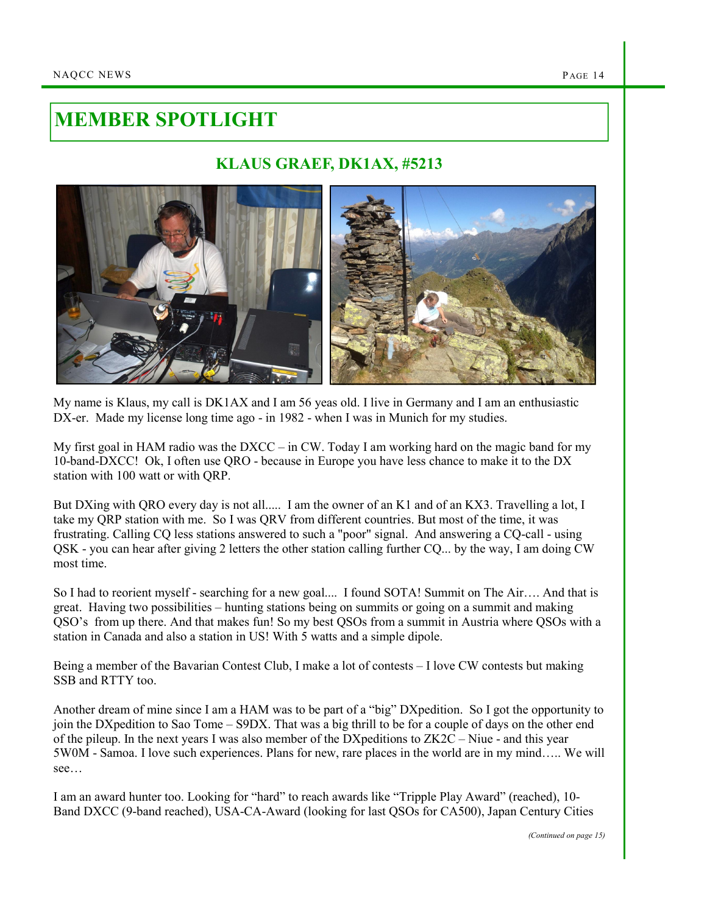# MEMBER SPOTLIGHT

## KLAUS GRAEF, DK1AX, #5213

My name is Klaus, my call is DK1AX and I am 56 yeas old. I live in Germany and I am an enthusiastic DX-er. Made my license long time ago - in 1982 - when I was in Munich for my studies.

My first goal in HAM radio was the DXCC – in CW. Today I am working hard on the magic band for my 10-band-DXCC! Ok, I often use QRO - because in Europe you have less chance to make it to the DX station with 100 watt or with QRP.

But DXing with QRO every day is not all..... I am the owner of an K1 and of an KX3. Travelling a lot, I take my QRP station with me. So I was QRV from different countries. But most of the time, it was frustrating. Calling CQ less stations answered to such a "poor" signal. And answering a CQ-call - using QSK - you can hear after giving 2 letters the other station calling further CQ... by the way, I am doing CW most time.

So I had to reorient myself - searching for a new goal.... I found SOTA! Summit on The Air…. And that is great. Having two possibilities – hunting stations being on summits or going on a summit and making QSO's from up there. And that makes fun! So my best QSOs from a summit in Austria where QSOs with a station in Canada and also a station in US! With 5 watts and a simple dipole.

Being a member of the Bavarian Contest Club, I make a lot of contests – I love CW contests but making SSB and RTTY too.

Another dream of mine since I am a HAM was to be part of a "big" DXpedition. So I got the opportunity to join the DXpedition to Sao Tome – S9DX. That was a big thrill to be for a couple of days on the other end of the pileup. In the next years I was also member of the DXpeditions to ZK2C – Niue - and this year 5W0M - Samoa. I love such experiences. Plans for new, rare places in the world are in my mind….. We will see…

I am an award hunter too. Looking for "hard" to reach awards like "Tripple Play Award" (reached), 10-Band DXCC (9-band reached), USA-CA-Award (looking for last QSOs for CA500), Japan Century Cities

*(Continued on page 15)*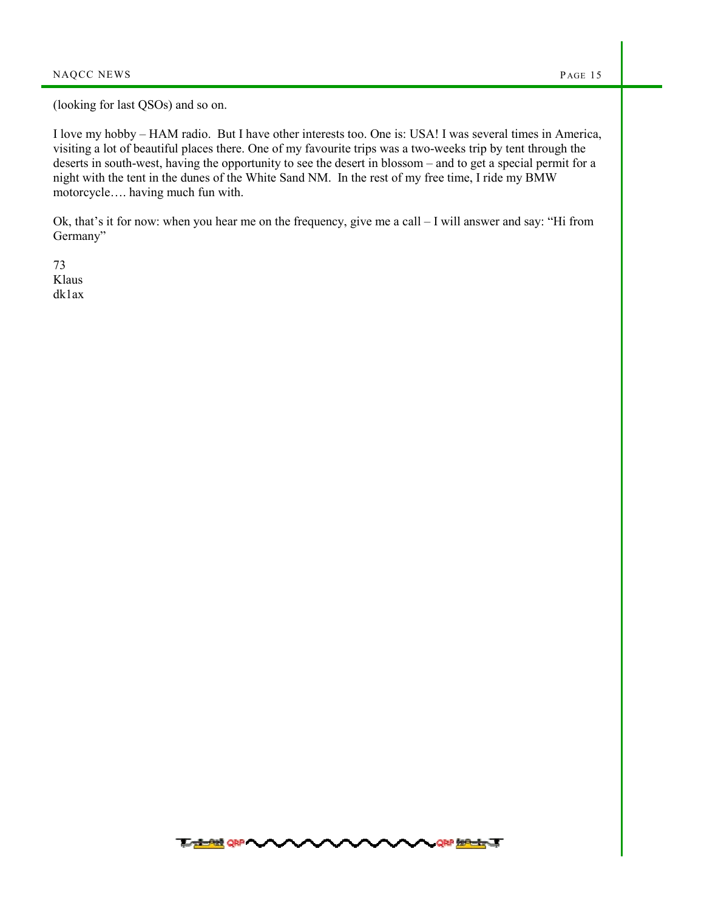(looking for last QSOs) and so on.

I love my hobby – HAM radio. But I have other interests too. One is: USA! I was several times in America, visiting a lot of beautiful places there. One of my favourite trips was a two-weeks trip by tent through the deserts in south-west, having the opportunity to see the desert in blossom – and to get a special permit for a night with the tent in the dunes of the White Sand NM. In the rest of my free time, I ride my BMW motorcycle…. having much fun with.

Ok, that's it for now: when you hear me on the frequency, give me a call – I will answer and say: "Hi from Germany"

73
Klaus
dk1ax